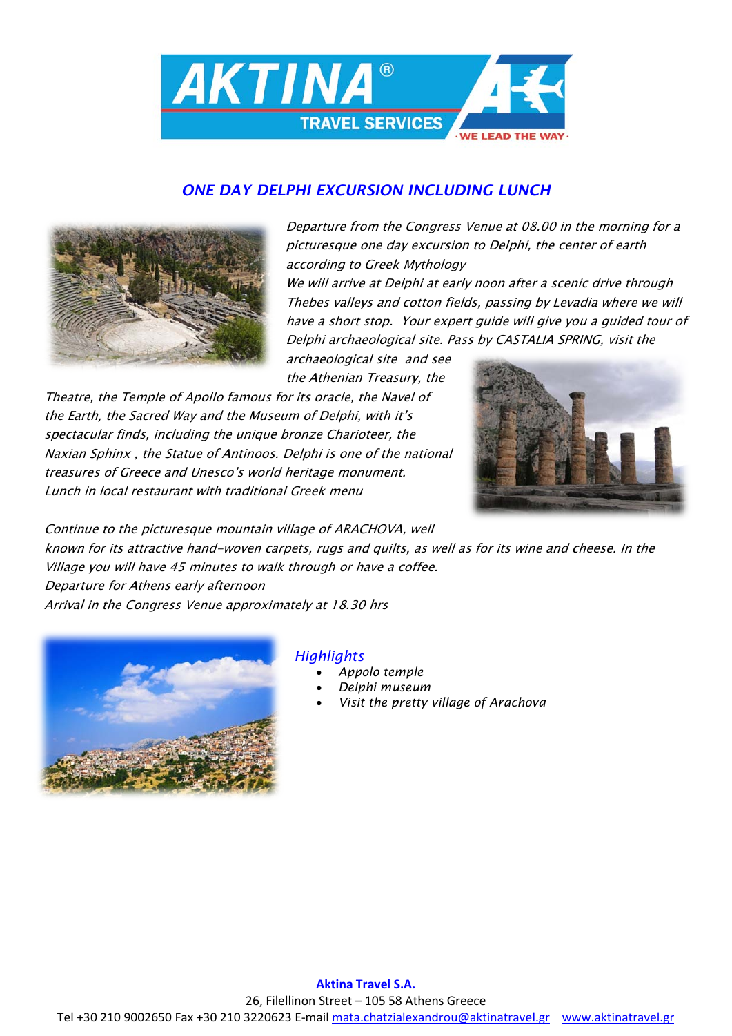## *ONE DAY DELPHI EXCURSION INCLUDING LUNCH*

*Departure from the Congress Venue at 08.00 in the morning for a picturesque one day excursion to Delphi, the center of earth according to Greek Mythology*
*We will arrive at Delphi at early noon after a scenic drive through Thebes valleys and cotton fields, passing by Levadia where we will have a short stop. Your expert guide will give you a guided tour of Delphi archaeological site. Pass by CASTALIA SPRING, visit the archaeological site and see the Athenian Treasury, the Theatre, the Temple of Apollo famous for its oracle, the Navel of the Earth, the Sacred Way and the Museum of Delphi, with it's spectacular finds, including the unique bronze Charioteer, the Naxian Sphinx , the Statue of Antinoos. Delphi is one of the national treasures of Greece and Unesco's world heritage monument.*
*Lunch in local restaurant with traditional Greek menu*

*Continue to the picturesque mountain village of ARACHOVA, well known for its attractive hand-woven carpets, rugs and quilts, as well as for its wine and cheese. In the Village you will have 45 minutes to walk through or have a coffee.*
*Departure for Athens early afternoon*
*Arrival in the Congress Venue approximately at 18.30 hrs*

### *Highlights*

- *Appolo temple*
- *Delphi museum*
- *Visit the pretty village of Arachova*

**Aktina Travel S.A.**
26, Filellinon Street – 105 58 Athens Greece
Tel +30 210 9002650 Fax +30 210 3220623 E-mail mata.chatzialexandrou@aktinatravel.gr www.aktinatravel.gr